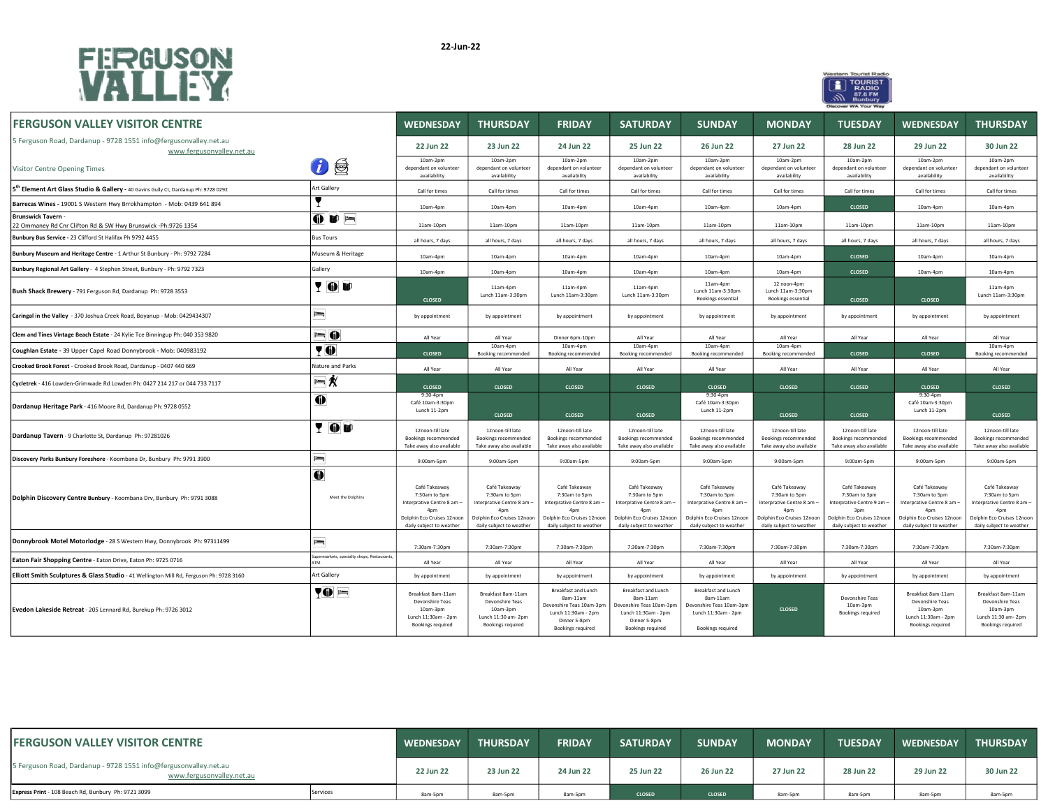22-Jun-22

| FERGUSON VALLEY VISITOR CENTRE | | WEDNESDAY | THURSDAY | FRIDAY | SATURDAY | SUNDAY | MONDAY | TUESDAY | WEDNESDAY | THURSDAY |
|---|---|---|---|---|---|---|---|---|---|---|
| 5 Ferguson Road, Dardanup - 9728 1551 info@fergusonvalley.net.au www.fergusonvalley.net.au | | 22 Jun 22 | 23 Jun 22 | 24 Jun 22 | 25 Jun 22 | 26 Jun 22 | 27 Jun 22 | 28 Jun 22 | 29 Jun 22 | 30 Jun 22 |
| Visitor Centre Opening Times | | 10am-2pm dependant on volunteer availability | 10am-2pm dependant on volunteer availability | 10am-2pm dependant on volunteer availability | 10am-2pm dependant on volunteer availability | 10am-2pm dependant on volunteer availability | 10am-2pm dependant on volunteer availability | 10am-2pm dependant on volunteer availability | 10am-2pm dependant on volunteer availability | 10am-2pm dependant on volunteer availability |
| **5th Element Art Glass Studio & Gallery** - 40 Gavins Gully Ct, Dardanup Ph: 9728 0292 | Art Gallery | Call for times | Call for times | Call for times | Call for times | Call for times | Call for times | Call for times | Call for times | Call for times |
| **Barrecas Wines** - 19001 S Western Hwy Brrokhampton - Mob: 0439 641 894 | | 10am-4pm | 10am-4pm | 10am-4pm | 10am-4pm | 10am-4pm | 10am-4pm | CLOSED | 10am-4pm | 10am-4pm |
| **Brunswick Tavern** - 22 Ommaney Rd Cnr Clifton Rd & SW Hwy Brunswick -Ph:9726 1354 | | 11am-10pm | 11am-10pm | 11am-10pm | 11am-10pm | 11am-10pm | 11am-10pm | 11am-10pm | 11am-10pm | 11am-10pm |
| **Bunbury Bus Service** - 23 Clifford St Halifax Ph 9792 4455 | Bus Tours | all hours, 7 days | all hours, 7 days | all hours, 7 days | all hours, 7 days | all hours, 7 days | all hours, 7 days | all hours, 7 days | all hours, 7 days | all hours, 7 days |
| **Bunbury Museum and Heritage Centre** - 1 Arthur St Bunbury - Ph: 9792 7284 | Museum & Heritage | 10am-4pm | 10am-4pm | 10am-4pm | 10am-4pm | 10am-4pm | 10am-4pm | CLOSED | 10am-4pm | 10am-4pm |
| **Bunbury Regional Art Gallery** - 4 Stephen Street, Bunbury - Ph: 9792 7323 | Gallery | 10am-4pm | 10am-4pm | 10am-4pm | 10am-4pm | 10am-4pm | 10am-4pm | CLOSED | 10am-4pm | 10am-4pm |
| **Bush Shack Brewery** - 791 Ferguson Rd, Dardanup Ph: 9728 3553 | | CLOSED | 11am-4pm Lunch 11am-3:30pm | 11am-4pm Lunch 11am-3:30pm | 11am-4pm Lunch 11am-3:30pm | 11am-4pm Lunch 11am-3:30pm Bookings essential | 12 noon-4pm Lunch 11am-3:30pm Bookings essential | CLOSED | CLOSED | 11am-4pm Lunch 11am-3:30pm |
| **Caringal in the Valley** - 370 Joshua Creek Road, Boyanup - Mob: 0429434307 | | by appointment | by appointment | by appointment | by appointment | by appointment | by appointment | by appointment | by appointment | by appointment |
| **Clem and Tines Vintage Beach Estate** - 24 Kylie Tce Binningup Ph: 040 353 9820 | | All Year | All Year | Dinner 6pm-10pm | All Year | All Year | All Year | All Year | All Year | All Year |
| **Coughlan Estate** - 39 Upper Capel Road Donnybrook - Mob: 040983192 | | CLOSED | 10am-4pm Booking recommended | 10am-4pm Booking recommended | 10am-4pm Booking recommended | 10am-4pm Booking recommended | 10am-4pm Booking recommended | CLOSED | CLOSED | 10am-4pm Booking recommended |
| **Crooked Brook Forest** - Crooked Brook Road, Dardanup - 0407 440 669 | Nature and Parks | All Year | All Year | All Year | All Year | All Year | All Year | All Year | All Year | All Year |
| **Cycletrek** - 416 Lowden-Grimwade Rd Lowden Ph: 0427 214 217 or 044 733 7117 | | CLOSED | CLOSED | CLOSED | CLOSED | CLOSED | CLOSED | CLOSED | CLOSED | CLOSED |
| **Dardanup Heritage Park** - 416 Moore Rd, Dardanup Ph: 9728 0552 | | 9:30-4pm Café 10am-3:30pm Lunch 11-2pm | CLOSED | CLOSED | CLOSED | 9:30-4pm Café 10am-3:30pm Lunch 11-2pm | CLOSED | CLOSED | 9:30-4pm Café 10am-3:30pm Lunch 11-2pm | CLOSED |
| **Dardanup Tavern** - 9 Charlotte St, Dardanup Ph: 97281026 | | 12noon-till late Bookings recommended Take away also available | 12noon-till late Bookings recommended Take away also available | 12noon-till late Bookings recommended Take away also available | 12noon-till late Bookings recommended Take away also available | 12noon-till late Bookings recommended Take away also available | 12noon-till late Bookings recommended Take away also available | 12noon-till late Bookings recommended Take away also available | 12noon-till late Bookings recommended Take away also available | 12noon-till late Bookings recommended Take away also available |
| **Discovery Parks Bunbury Foreshore** - Koombana Dr, Bunbury Ph: 9791 3900 | | 9:00am-5pm | 9:00am-5pm | 9:00am-5pm | 9:00am-5pm | 9:00am-5pm | 9:00am-5pm | 9:00am-5pm | 9:00am-5pm | 9:00am-5pm |
| **Dolphin Discovery Centre Bunbury** - Koombana Drv, Bunbury Ph: 9791 3088 | Meet the Dolphins | Café Takeaway 7:30am to 5pm Interpretive Centre 8 am – 4pm Dolphin Eco Cruises 12noon daily subject to weather | Café Takeaway 7:30am to 5pm Interpretive Centre 8 am – 4pm Dolphin Eco Cruises 12noon daily subject to weather | Café Takeaway 7:30am to 5pm Interpretive Centre 8 am – 4pm Dolphin Eco Cruises 12noon daily subject to weather | Café Takeaway 7:30am to 5pm Interpretive Centre 8 am – 4pm Dolphin Eco Cruises 12noon daily subject to weather | Café Takeaway 7:30am to 5pm Interpretive Centre 8 am – 4pm Dolphin Eco Cruises 12noon daily subject to weather | Café Takeaway 7:30am to 5pm Interpretive Centre 8 am – 4pm Dolphin Eco Cruises 12noon daily subject to weather | Café Takeaway 7:30am to 3pm Interpretive Centre 9 am – 3pm Dolphin Eco Cruises 12noon daily subject to weather | Café Takeaway 7:30am to 5pm Interpretive Centre 8 am – 4pm Dolphin Eco Cruises 12noon daily subject to weather | Café Takeaway 7:30am to 5pm Interpretive Centre 8 am – 4pm Dolphin Eco Cruises 12noon daily subject to weather |
| **Donnybrook Motel Motorlodge** - 28 S Western Hwy, Donnybrook Ph: 97311499 | | 7:30am-7:30pm | 7:30am-7:30pm | 7:30am-7:30pm | 7:30am-7:30pm | 7:30am-7:30pm | 7:30am-7:30pm | 7:30am-7:30pm | 7:30am-7:30pm | 7:30am-7:30pm |
| **Eaton Fair Shopping Centre** - Eaton Drive, Eaton Ph: 9725 0716 | Supermarkets, specialty shops, Restaurants, ATM | All Year | All Year | All Year | All Year | All Year | All Year | All Year | All Year | All Year |
| **Elliott Smith Sculptures & Glass Studio** - 41 Wellington Mill Rd, Ferguson Ph: 9728 3160 | Art Gallery | by appointment | by appointment | by appointment | by appointment | by appointment | by appointment | by appointment | by appointment | by appointment |
| **Evedon Lakeside Retreat** - 205 Lennard Rd, Burekup Ph: 9726 3012 | | Breakfast 8am-11am Devonshire Teas 10am-3pm Lunch 11:30am - 2pm Bookings required | Breakfast 8am-11am Devonshire Teas 10am-3pm Lunch 11:30 am- 2pm Bookings required | Breakfast and Lunch 8am-11am Devonshire Teas 10am-3pm Lunch 11:30am - 2pm Dinner 5-8pm Bookings required | Breakfast and Lunch 8am-11am Devonshire Teas 10am-3pm Lunch 11:30am - 2pm Dinner 5-8pm Bookings required | Breakfast and Lunch 8am-11am Devonshire Teas 10am-3pm Lunch 11:30am - 2pm Bookings required | CLOSED | Devonshire Teas 10am-3pm Bookings required | Breakfast 8am-11am Devonshire Teas 10am-3pm Lunch 11:30am - 2pm Bookings required | Breakfast 8am-11am Devonshire Teas 10am-3pm Lunch 11:30 am- 2pm Bookings required |

| FERGUSON VALLEY VISITOR CENTRE | | WEDNESDAY | THURSDAY | FRIDAY | SATURDAY | SUNDAY | MONDAY | TUESDAY | WEDNESDAY | THURSDAY |
|---|---|---|---|---|---|---|---|---|---|---|
| 5 Ferguson Road, Dardanup - 9728 1551 info@fergusonvalley.net.au www.fergusonvalley.net.au | | 22 Jun 22 | 23 Jun 22 | 24 Jun 22 | 25 Jun 22 | 26 Jun 22 | 27 Jun 22 | 28 Jun 22 | 29 Jun 22 | 30 Jun 22 |
| **Express Print** - 108 Beach Rd, Bunbury Ph: 9721 3099 | Services | 8am-5pm | 8am-5pm | 8am-5pm | CLOSED | CLOSED | 8am-5pm | 8am-5pm | 8am-5pm | 8am-5pm |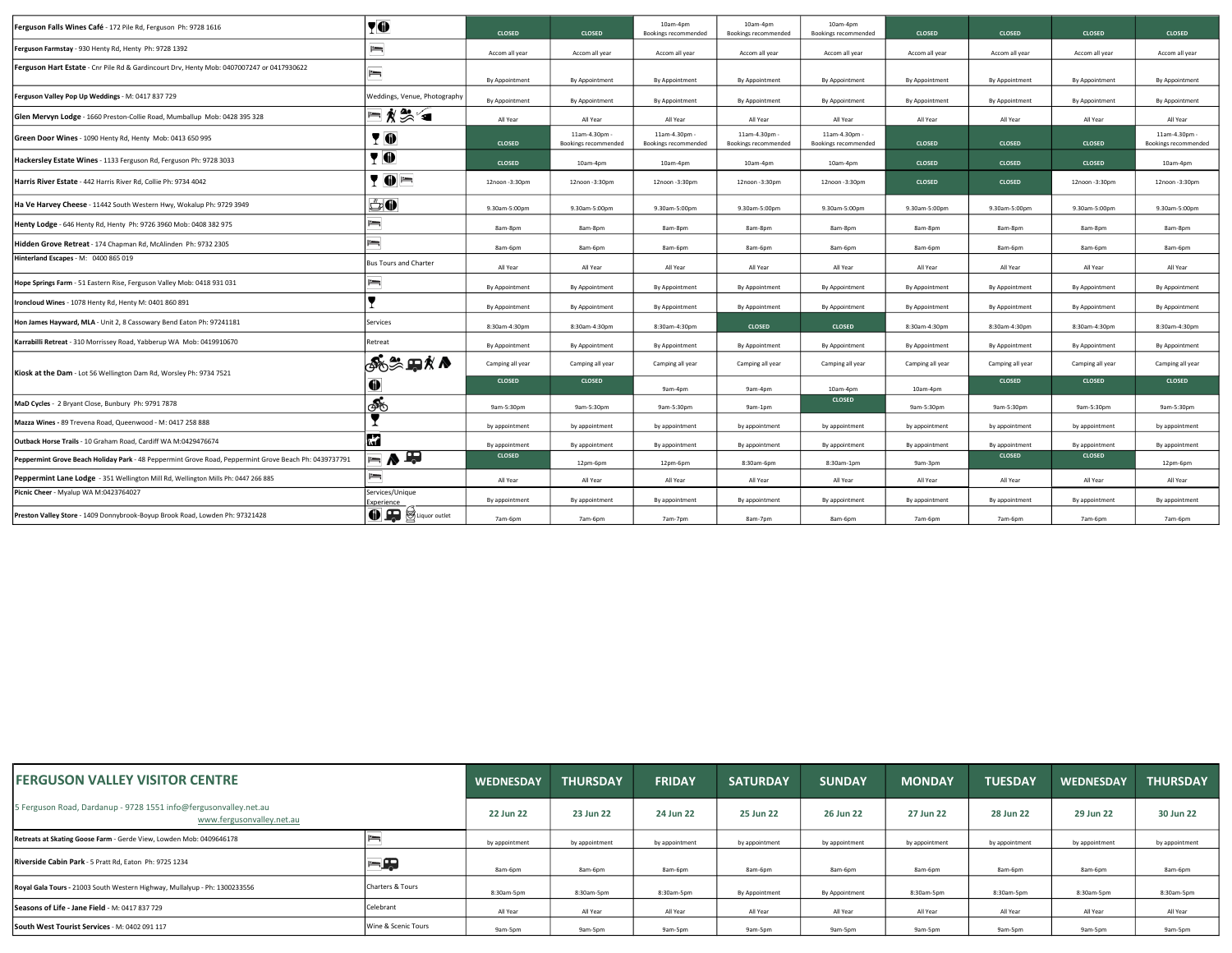| | | | | | | | | | | |
|---|---|---|---|---|---|---|---|---|---|---|
| **Ferguson Falls Wines Café** - 172 Pile Rd, Ferguson Ph: 9728 1616 | | CLOSED | CLOSED | 10am-4pm Bookings recommended | 10am-4pm Bookings recommended | 10am-4pm Bookings recommended | CLOSED | CLOSED | CLOSED | CLOSED |
| **Ferguson Farmstay** - 930 Henty Rd, Henty Ph: 9728 1392 | | Accom all year | Accom all year | Accom all year | Accom all year | Accom all year | Accom all year | Accom all year | Accom all year | Accom all year |
| **Ferguson Hart Estate** - Cnr Pile Rd & Gardincourt Drv, Henty Mob: 0407007247 or 0417930622 | | By Appointment | By Appointment | By Appointment | By Appointment | By Appointment | By Appointment | By Appointment | By Appointment | By Appointment |
| **Ferguson Valley Pop Up Weddings** - M: 0417 837 729 | Weddings, Venue, Photography | By Appointment | By Appointment | By Appointment | By Appointment | By Appointment | By Appointment | By Appointment | By Appointment | By Appointment |
| **Glen Mervyn Lodge** - 1660 Preston-Collie Road, Mumballup Mob: 0428 395 328 | | All Year | All Year | All Year | All Year | All Year | All Year | All Year | All Year | All Year |
| **Green Door Wines** - 1090 Henty Rd, Henty Mob: 0413 650 995 | | CLOSED | 11am-4.30pm - Bookings recommended | 11am-4.30pm - Bookings recommended | 11am-4.30pm - Bookings recommended | 11am-4.30pm - Bookings recommended | CLOSED | CLOSED | CLOSED | 11am-4.30pm - Bookings recommended |
| **Hackersley Estate Wines** - 1133 Ferguson Rd, Ferguson Ph: 9728 3033 | | CLOSED | 10am-4pm | 10am-4pm | 10am-4pm | 10am-4pm | CLOSED | CLOSED | CLOSED | 10am-4pm |
| **Harris River Estate** - 442 Harris River Rd, Collie Ph: 9734 4042 | | 12noon -3:30pm | 12noon -3:30pm | 12noon -3:30pm | 12noon -3:30pm | 12noon -3:30pm | CLOSED | CLOSED | 12noon -3:30pm | 12noon -3:30pm |
| **Ha Ve Harvey Cheese** - 11442 South Western Hwy, Wokalup Ph: 9729 3949 | | 9.30am-5:00pm | 9.30am-5:00pm | 9.30am-5:00pm | 9.30am-5:00pm | 9.30am-5:00pm | 9.30am-5:00pm | 9.30am-5:00pm | 9.30am-5:00pm | 9.30am-5:00pm |
| **Henty Lodge** - 646 Henty Rd, Henty Ph: 9726 3960 Mob: 0408 382 975 | | 8am-8pm | 8am-8pm | 8am-8pm | 8am-8pm | 8am-8pm | 8am-8pm | 8am-8pm | 8am-8pm | 8am-8pm |
| **Hidden Grove Retreat** - 174 Chapman Rd, McAlinden Ph: 9732 2305 | | 8am-6pm | 8am-6pm | 8am-6pm | 8am-6pm | 8am-6pm | 8am-6pm | 8am-6pm | 8am-6pm | 8am-6pm |
| **Hinterland Escapes** - M: 0400 865 019 | Bus Tours and Charter | All Year | All Year | All Year | All Year | All Year | All Year | All Year | All Year | All Year |
| **Hope Springs Farm** - 51 Eastern Rise, Ferguson Valley Mob: 0418 931 031 | | By Appointment | By Appointment | By Appointment | By Appointment | By Appointment | By Appointment | By Appointment | By Appointment | By Appointment |
| **Ironcloud Wines** - 1078 Henty Rd, Henty M: 0401 860 891 | | By Appointment | By Appointment | By Appointment | By Appointment | By Appointment | By Appointment | By Appointment | By Appointment | By Appointment |
| **Hon James Hayward, MLA** - Unit 2, 8 Cassowary Bend Eaton Ph: 97241181 | Services | 8:30am-4:30pm | 8:30am-4:30pm | 8:30am-4:30pm | CLOSED | CLOSED | 8:30am-4:30pm | 8:30am-4:30pm | 8:30am-4:30pm | 8:30am-4:30pm |
| **Karrabilli Retreat** - 310 Morrissey Road, Yabberup WA Mob: 0419910670 | Retreat | By Appointment | By Appointment | By Appointment | By Appointment | By Appointment | By Appointment | By Appointment | By Appointment | By Appointment |
| **Kiosk at the Dam** - Lot 56 Wellington Dam Rd, Worsley Ph: 9734 7521 | | Camping all year | Camping all year | Camping all year | Camping all year | Camping all year | Camping all year | Camping all year | Camping all year | Camping all year |
| | | CLOSED | CLOSED | 9am-4pm | 9am-4pm | 10am-4pm | 10am-4pm | CLOSED | CLOSED | CLOSED |
| **MaD Cycles** - 2 Bryant Close, Bunbury Ph: 9791 7878 | | 9am-5:30pm | 9am-5:30pm | 9am-5:30pm | 9am-1pm | CLOSED | 9am-5:30pm | 9am-5:30pm | 9am-5:30pm | 9am-5:30pm |
| **Mazza Wines** - 89 Trevena Road, Queenwood - M: 0417 258 888 | | by appointment | by appointment | by appointment | by appointment | by appointment | by appointment | by appointment | by appointment | by appointment |
| **Outback Horse Trails** - 10 Graham Road, Cardiff WA M:0429476674 | | By appointment | By appointment | By appointment | By appointment | By appointment | By appointment | By appointment | By appointment | By appointment |
| **Peppermint Grove Beach Holiday Park** - 48 Peppermint Grove Road, Peppermint Grove Beach Ph: 0439737791 | | CLOSED | 12pm-6pm | 12pm-6pm | 8:30am-6pm | 8:30am-1pm | 9am-3pm | CLOSED | CLOSED | 12pm-6pm |
| **Peppermint Lane Lodge** - 351 Wellington Mill Rd, Wellington Mills Ph: 0447 266 885 | | All Year | All Year | All Year | All Year | All Year | All Year | All Year | All Year | All Year |
| **Picnic Cheer** - Myalup WA M:0423764027 | Services/Unique Experience | By appointment | By appointment | By appointment | By appointment | By appointment | By appointment | By appointment | By appointment | By appointment |
| **Preston Valley Store** - 1409 Donnybrook-Boyup Brook Road, Lowden Ph: 97321428 | Liquor outlet | 7am-6pm | 7am-6pm | 7am-7pm | 8am-7pm | 8am-6pm | 7am-6pm | 7am-6pm | 7am-6pm | 7am-6pm |

| **FERGUSON VALLEY VISITOR CENTRE** | | WEDNESDAY | THURSDAY | FRIDAY | SATURDAY | SUNDAY | MONDAY | TUESDAY | WEDNESDAY | THURSDAY |
|---|---|---|---|---|---|---|---|---|---|---|
| 5 Ferguson Road, Dardanup - 9728 1551 info@fergusonvalley.net.au www.fergusonvalley.net.au | | 22 Jun 22 | 23 Jun 22 | 24 Jun 22 | 25 Jun 22 | 26 Jun 22 | 27 Jun 22 | 28 Jun 22 | 29 Jun 22 | 30 Jun 22 |
| **Retreats at Skating Goose Farm** - Gerde View, Lowden Mob: 0409646178 | | by appointment | by appointment | by appointment | by appointment | by appointment | by appointment | by appointment | by appointment | by appointment |
| **Riverside Cabin Park** - 5 Pratt Rd, Eaton Ph: 9725 1234 | | 8am-6pm | 8am-6pm | 8am-6pm | 8am-6pm | 8am-6pm | 8am-6pm | 8am-6pm | 8am-6pm | 8am-6pm |
| **Royal Gala Tours** - 21003 South Western Highway, Mullalyup - Ph: 1300233556 | Charters & Tours | 8:30am-5pm | 8:30am-5pm | 8:30am-5pm | By Appointment | By Appointment | 8:30am-5pm | 8:30am-5pm | 8:30am-5pm | 8:30am-5pm |
| **Seasons of Life - Jane Field** - M: 0417 837 729 | Celebrant | All Year | All Year | All Year | All Year | All Year | All Year | All Year | All Year | All Year |
| **South West Tourist Services** - M: 0402 091 117 | Wine & Scenic Tours | 9am-5pm | 9am-5pm | 9am-5pm | 9am-5pm | 9am-5pm | 9am-5pm | 9am-5pm | 9am-5pm | 9am-5pm |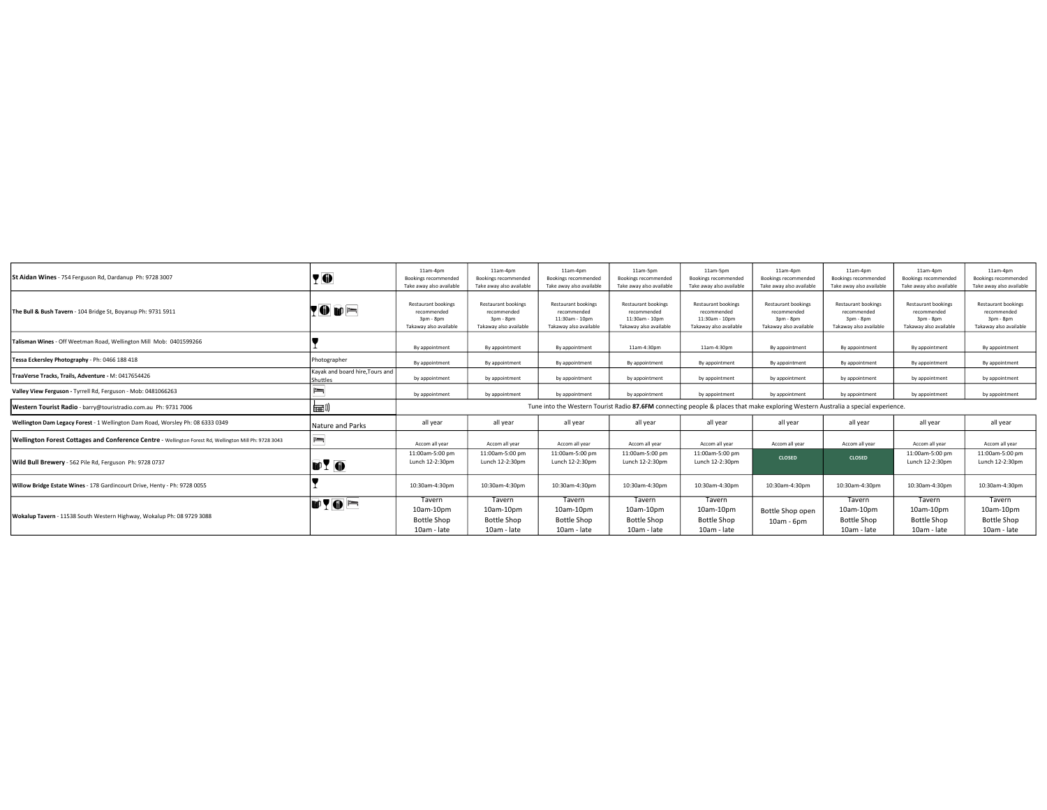| | | | | | | | | | | |
|---|---|---|---|---|---|---|---|---|---|---|
| **St Aidan Wines** - 754 Ferguson Rd, Dardanup Ph: 9728 3007 | | 11am-4pm Bookings recommended Take away also available | 11am-4pm Bookings recommended Take away also available | 11am-4pm Bookings recommended Take away also available | 11am-5pm Bookings recommended Take away also available | 11am-5pm Bookings recommended Take away also available | 11am-4pm Bookings recommended Take away also available | 11am-4pm Bookings recommended Take away also available | 11am-4pm Bookings recommended Take away also available | 11am-4pm Bookings recommended Take away also available |
| **The Bull & Bush Tavern** - 104 Bridge St, Boyanup Ph: 9731 5911 | | Restaurant bookings recommended 3pm - 8pm Takaway also available | Restaurant bookings recommended 3pm - 8pm Takaway also available | Restaurant bookings recommended 11:30am - 10pm Takaway also available | Restaurant bookings recommended 11:30am - 10pm Takaway also available | Restaurant bookings recommended 11:30am - 10pm Takaway also available | Restaurant bookings recommended 3pm - 8pm Takaway also available | Restaurant bookings recommended 3pm - 8pm Takaway also available | Restaurant bookings recommended 3pm - 8pm Takaway also available | Restaurant bookings recommended 3pm - 8pm Takaway also available |
| **Talisman Wines** - Off Weetman Road, Wellington Mill Mob: 0401599266 | | By appointment | By appointment | By appointment | 11am-4:30pm | 11am-4:30pm | By appointment | By appointment | By appointment | By appointment |
| **Tessa Eckersley Photography** - Ph: 0466 188 418 | Photographer | By appointment | By appointment | By appointment | By appointment | By appointment | By appointment | By appointment | By appointment | By appointment |
| **TraaVerse Tracks, Trails, Adventure** - M: 0417654426 | Kayak and board hire,Tours and Shuttles | by appointment | by appointment | by appointment | by appointment | by appointment | by appointment | by appointment | by appointment | by appointment |
| **Valley View Ferguson** - Tyrrell Rd, Ferguson - Mob: 0481066263 | | by appointment | by appointment | by appointment | by appointment | by appointment | by appointment | by appointment | by appointment | by appointment |
| **Western Tourist Radio** - barry@touristradio.com.au Ph: 9731 7006 | | Tune into the Western Tourist Radio **87.6FM** connecting people & places that make exploring Western Australia a special experience. | | | | | | | | |
| **Wellington Dam Legacy Forest** - 1 Wellington Dam Road, Worsley Ph: 08 6333 0349 | Nature and Parks | all year | all year | all year | all year | all year | all year | all year | all year | all year |
| **Wellington Forest Cottages and Conference Centre** - Wellington Forest Rd, Wellington Mill Ph: 9728 3043 | | Accom all year | Accom all year | Accom all year | Accom all year | Accom all year | Accom all year | Accom all year | Accom all year | Accom all year |
| **Wild Bull Brewery** - 562 Pile Rd, Ferguson Ph: 9728 0737 | | 11:00am-5:00 pm Lunch 12-2:30pm | 11:00am-5:00 pm Lunch 12-2:30pm | 11:00am-5:00 pm Lunch 12-2:30pm | 11:00am-5:00 pm Lunch 12-2:30pm | 11:00am-5:00 pm Lunch 12-2:30pm | CLOSED | CLOSED | 11:00am-5:00 pm Lunch 12-2:30pm | 11:00am-5:00 pm Lunch 12-2:30pm |
| **Willow Bridge Estate Wines** - 178 Gardincourt Drive, Henty - Ph: 9728 0055 | | 10:30am-4:30pm | 10:30am-4:30pm | 10:30am-4:30pm | 10:30am-4:30pm | 10:30am-4:30pm | 10:30am-4:30pm | 10:30am-4:30pm | 10:30am-4:30pm | 10:30am-4:30pm |
| **Wokalup Tavern** - 11538 South Western Highway, Wokalup Ph: 08 9729 3088 | | Tavern 10am-10pm Bottle Shop 10am - late | Tavern 10am-10pm Bottle Shop 10am - late | Tavern 10am-10pm Bottle Shop 10am - late | Tavern 10am-10pm Bottle Shop 10am - late | Tavern 10am-10pm Bottle Shop 10am - late | Bottle Shop open 10am - 6pm | Tavern 10am-10pm Bottle Shop 10am - late | Tavern 10am-10pm Bottle Shop 10am - late | Tavern 10am-10pm Bottle Shop 10am - late |